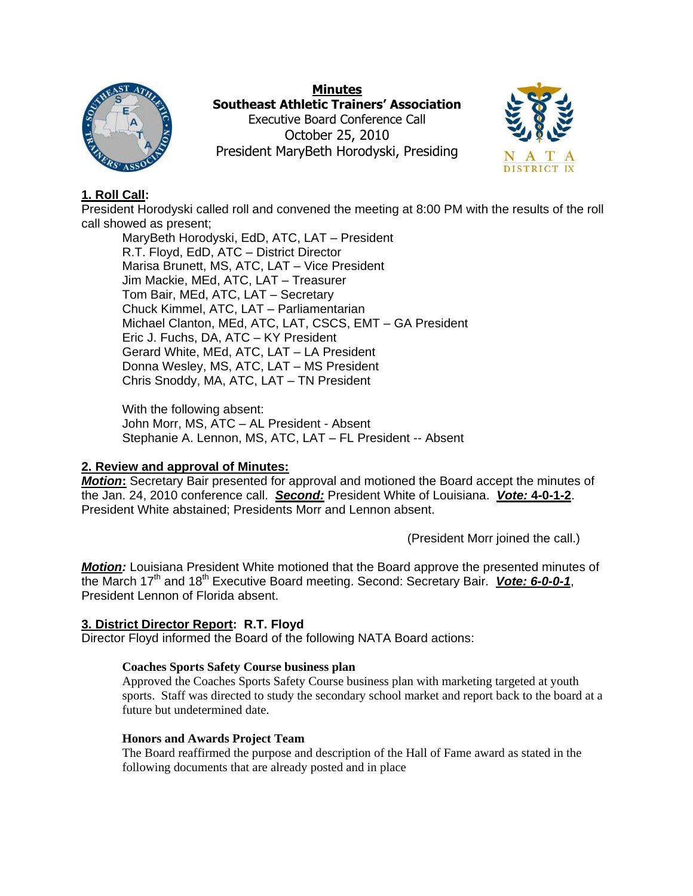**Minutes**
**Southeast Athletic Trainers' Association**
Executive Board Conference Call
October 25, 2010
President MaryBeth Horodyski, Presiding

## 1. Roll Call:

President Horodyski called roll and convened the meeting at 8:00 PM with the results of the roll call showed as present;

MaryBeth Horodyski, EdD, ATC, LAT – President
R.T. Floyd, EdD, ATC – District Director
Marisa Brunett, MS, ATC, LAT – Vice President
Jim Mackie, MEd, ATC, LAT – Treasurer
Tom Bair, MEd, ATC, LAT – Secretary
Chuck Kimmel, ATC, LAT – Parliamentarian
Michael Clanton, MEd, ATC, LAT, CSCS, EMT – GA President
Eric J. Fuchs, DA, ATC – KY President
Gerard White, MEd, ATC, LAT – LA President
Donna Wesley, MS, ATC, LAT – MS President
Chris Snoddy, MA, ATC, LAT – TN President

With the following absent:
John Morr, MS, ATC – AL President - Absent
Stephanie A. Lennon, MS, ATC, LAT – FL President -- Absent

## 2. Review and approval of Minutes:

***Motion*:** Secretary Bair presented for approval and motioned the Board accept the minutes of the Jan. 24, 2010 conference call. ***Second:*** President White of Louisiana. ***Vote:* 4-0-1-2**. President White abstained; Presidents Morr and Lennon absent.

(President Morr joined the call.)

***Motion:*** Louisiana President White motioned that the Board approve the presented minutes of the March 17th and 18th Executive Board meeting. Second: Secretary Bair. ***Vote: 6-0-0-1***, President Lennon of Florida absent.

## 3. District Director Report: R.T. Floyd

Director Floyd informed the Board of the following NATA Board actions:

**Coaches Sports Safety Course business plan**
Approved the Coaches Sports Safety Course business plan with marketing targeted at youth sports. Staff was directed to study the secondary school market and report back to the board at a future but undetermined date.

**Honors and Awards Project Team**
The Board reaffirmed the purpose and description of the Hall of Fame award as stated in the following documents that are already posted and in place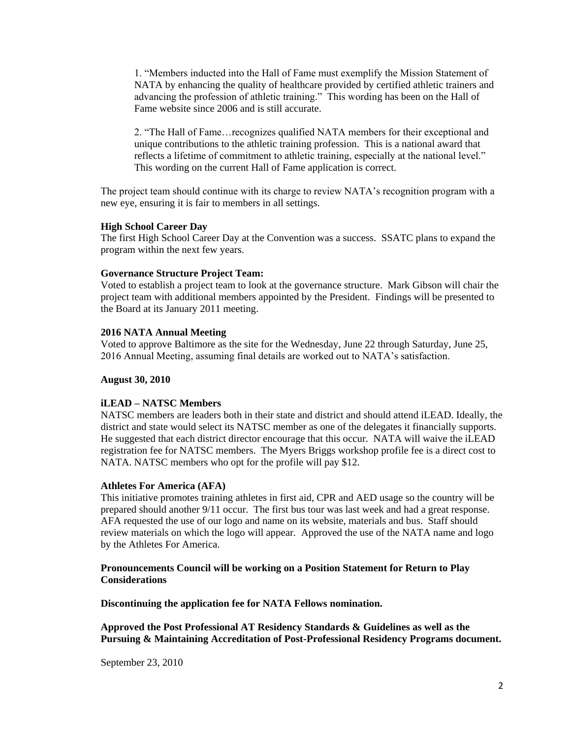1. "Members inducted into the Hall of Fame must exemplify the Mission Statement of NATA by enhancing the quality of healthcare provided by certified athletic trainers and advancing the profession of athletic training." This wording has been on the Hall of Fame website since 2006 and is still accurate.

2. "The Hall of Fame…recognizes qualified NATA members for their exceptional and unique contributions to the athletic training profession. This is a national award that reflects a lifetime of commitment to athletic training, especially at the national level." This wording on the current Hall of Fame application is correct.

The project team should continue with its charge to review NATA's recognition program with a new eye, ensuring it is fair to members in all settings.

**High School Career Day**

The first High School Career Day at the Convention was a success. SSATC plans to expand the program within the next few years.

**Governance Structure Project Team:**

Voted to establish a project team to look at the governance structure. Mark Gibson will chair the project team with additional members appointed by the President. Findings will be presented to the Board at its January 2011 meeting.

**2016 NATA Annual Meeting**

Voted to approve Baltimore as the site for the Wednesday, June 22 through Saturday, June 25, 2016 Annual Meeting, assuming final details are worked out to NATA's satisfaction.

**August 30, 2010**

**iLEAD – NATSC Members**

NATSC members are leaders both in their state and district and should attend iLEAD. Ideally, the district and state would select its NATSC member as one of the delegates it financially supports. He suggested that each district director encourage that this occur. NATA will waive the iLEAD registration fee for NATSC members. The Myers Briggs workshop profile fee is a direct cost to NATA. NATSC members who opt for the profile will pay $12.

**Athletes For America (AFA)**

This initiative promotes training athletes in first aid, CPR and AED usage so the country will be prepared should another 9/11 occur. The first bus tour was last week and had a great response. AFA requested the use of our logo and name on its website, materials and bus. Staff should review materials on which the logo will appear. Approved the use of the NATA name and logo by the Athletes For America.

**Pronouncements Council will be working on a Position Statement for Return to Play Considerations**

**Discontinuing the application fee for NATA Fellows nomination.**

**Approved the Post Professional AT Residency Standards & Guidelines as well as the Pursuing & Maintaining Accreditation of Post-Professional Residency Programs document.**

September 23, 2010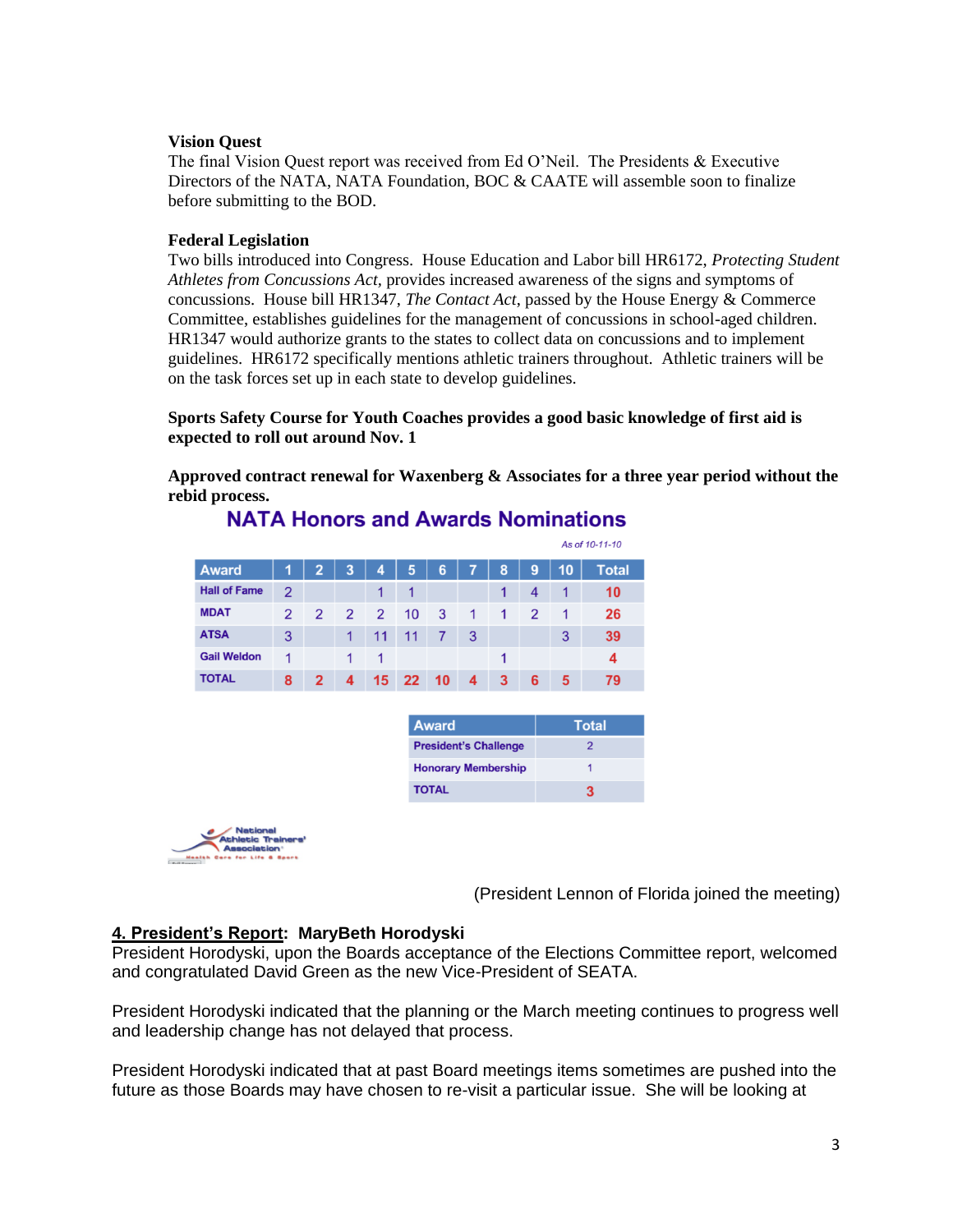**Vision Quest**
The final Vision Quest report was received from Ed O'Neil. The Presidents & Executive Directors of the NATA, NATA Foundation, BOC & CAATE will assemble soon to finalize before submitting to the BOD.

**Federal Legislation**
Two bills introduced into Congress. House Education and Labor bill HR6172, *Protecting Student Athletes from Concussions Act*, provides increased awareness of the signs and symptoms of concussions. House bill HR1347, *The Contact Act*, passed by the House Energy & Commerce Committee, establishes guidelines for the management of concussions in school-aged children. HR1347 would authorize grants to the states to collect data on concussions and to implement guidelines. HR6172 specifically mentions athletic trainers throughout. Athletic trainers will be on the task forces set up in each state to develop guidelines.

**Sports Safety Course for Youth Coaches provides a good basic knowledge of first aid is expected to roll out around Nov. 1**

**Approved contract renewal for Waxenberg & Associates for a three year period without the rebid process.**

## NATA Honors and Awards Nominations

*As of 10-11-10*

| Award | 1 | 2 | 3 | 4 | 5 | 6 | 7 | 8 | 9 | 10 | Total |
|---|---|---|---|---|---|---|---|---|---|---|---|
| Hall of Fame | 2 | | | 1 | 1 | | | 1 | 4 | 1 | 10 |
| MDAT | 2 | 2 | 2 | 2 | 10 | 3 | 1 | 1 | 2 | 1 | 26 |
| ATSA | 3 | | 1 | 11 | 11 | 7 | 3 | | | 3 | 39 |
| Gail Weldon | 1 | | 1 | 1 | | | | 1 | | | 4 |
| TOTAL | 8 | 2 | 4 | 15 | 22 | 10 | 4 | 3 | 6 | 5 | 79 |

| Award | Total |
|---|---|
| President's Challenge | 2 |
| Honorary Membership | 1 |
| TOTAL | 3 |

National Athletic Trainers' Association
Health Care for Life & Sport

(President Lennon of Florida joined the meeting)

## 4. President's Report: MaryBeth Horodyski

President Horodyski, upon the Boards acceptance of the Elections Committee report, welcomed and congratulated David Green as the new Vice-President of SEATA.

President Horodyski indicated that the planning or the March meeting continues to progress well and leadership change has not delayed that process.

President Horodyski indicated that at past Board meetings items sometimes are pushed into the future as those Boards may have chosen to re-visit a particular issue. She will be looking at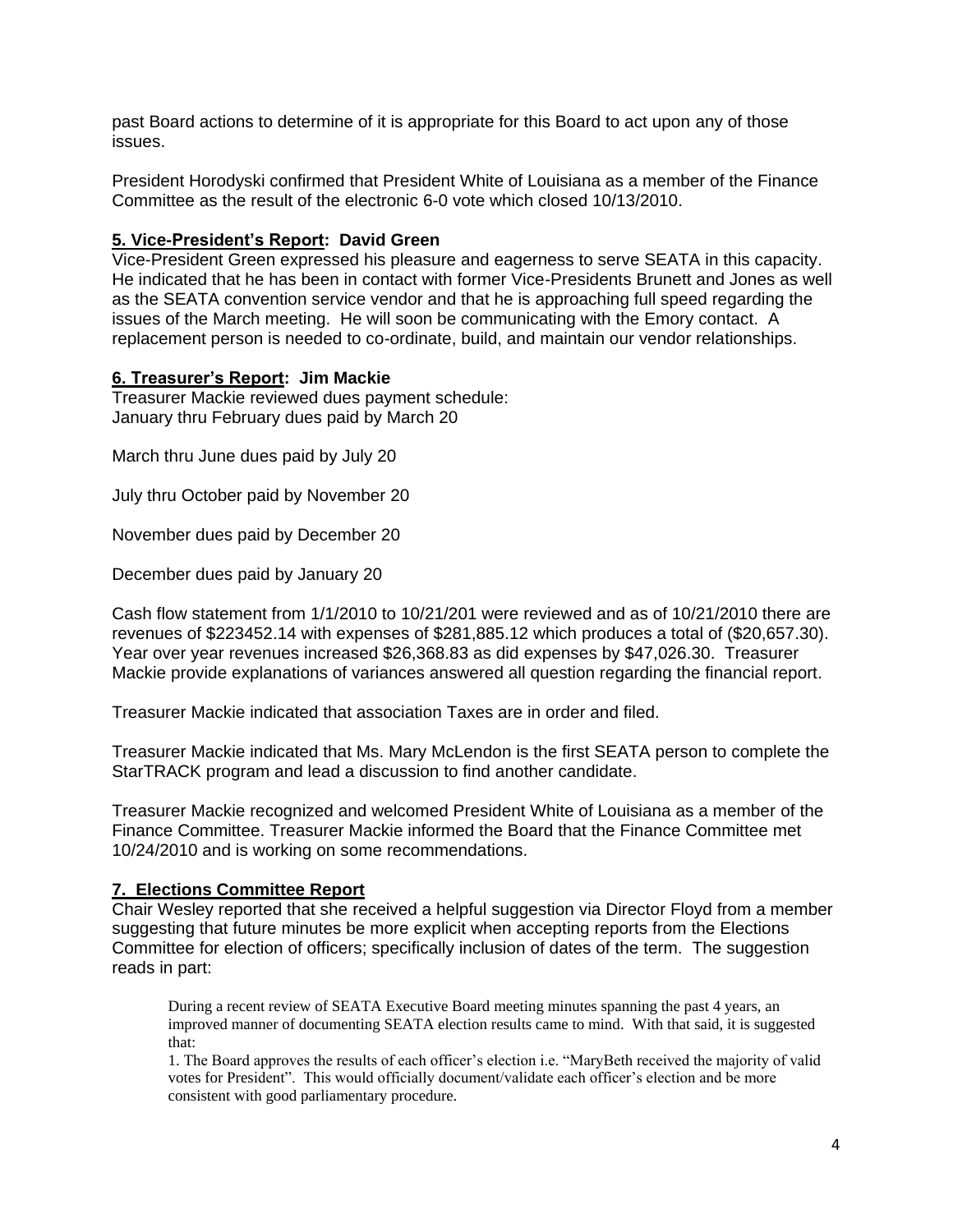past Board actions to determine of it is appropriate for this Board to act upon any of those issues.

President Horodyski confirmed that President White of Louisiana as a member of the Finance Committee as the result of the electronic 6-0 vote which closed 10/13/2010.

**5. Vice-President's Report: David Green**

Vice-President Green expressed his pleasure and eagerness to serve SEATA in this capacity. He indicated that he has been in contact with former Vice-Presidents Brunett and Jones as well as the SEATA convention service vendor and that he is approaching full speed regarding the issues of the March meeting. He will soon be communicating with the Emory contact. A replacement person is needed to co-ordinate, build, and maintain our vendor relationships.

**6. Treasurer's Report: Jim Mackie**

Treasurer Mackie reviewed dues payment schedule:
January thru February dues paid by March 20

March thru June dues paid by July 20

July thru October paid by November 20

November dues paid by December 20

December dues paid by January 20

Cash flow statement from 1/1/2010 to 10/21/201 were reviewed and as of 10/21/2010 there are revenues of $223452.14 with expenses of $281,885.12 which produces a total of ($20,657.30). Year over year revenues increased $26,368.83 as did expenses by $47,026.30. Treasurer Mackie provide explanations of variances answered all question regarding the financial report.

Treasurer Mackie indicated that association Taxes are in order and filed.

Treasurer Mackie indicated that Ms. Mary McLendon is the first SEATA person to complete the StarTRACK program and lead a discussion to find another candidate.

Treasurer Mackie recognized and welcomed President White of Louisiana as a member of the Finance Committee. Treasurer Mackie informed the Board that the Finance Committee met 10/24/2010 and is working on some recommendations.

**7. Elections Committee Report**

Chair Wesley reported that she received a helpful suggestion via Director Floyd from a member suggesting that future minutes be more explicit when accepting reports from the Elections Committee for election of officers; specifically inclusion of dates of the term. The suggestion reads in part:

> During a recent review of SEATA Executive Board meeting minutes spanning the past 4 years, an improved manner of documenting SEATA election results came to mind. With that said, it is suggested that:
>
> 1. The Board approves the results of each officer's election i.e. "MaryBeth received the majority of valid votes for President". This would officially document/validate each officer's election and be more consistent with good parliamentary procedure.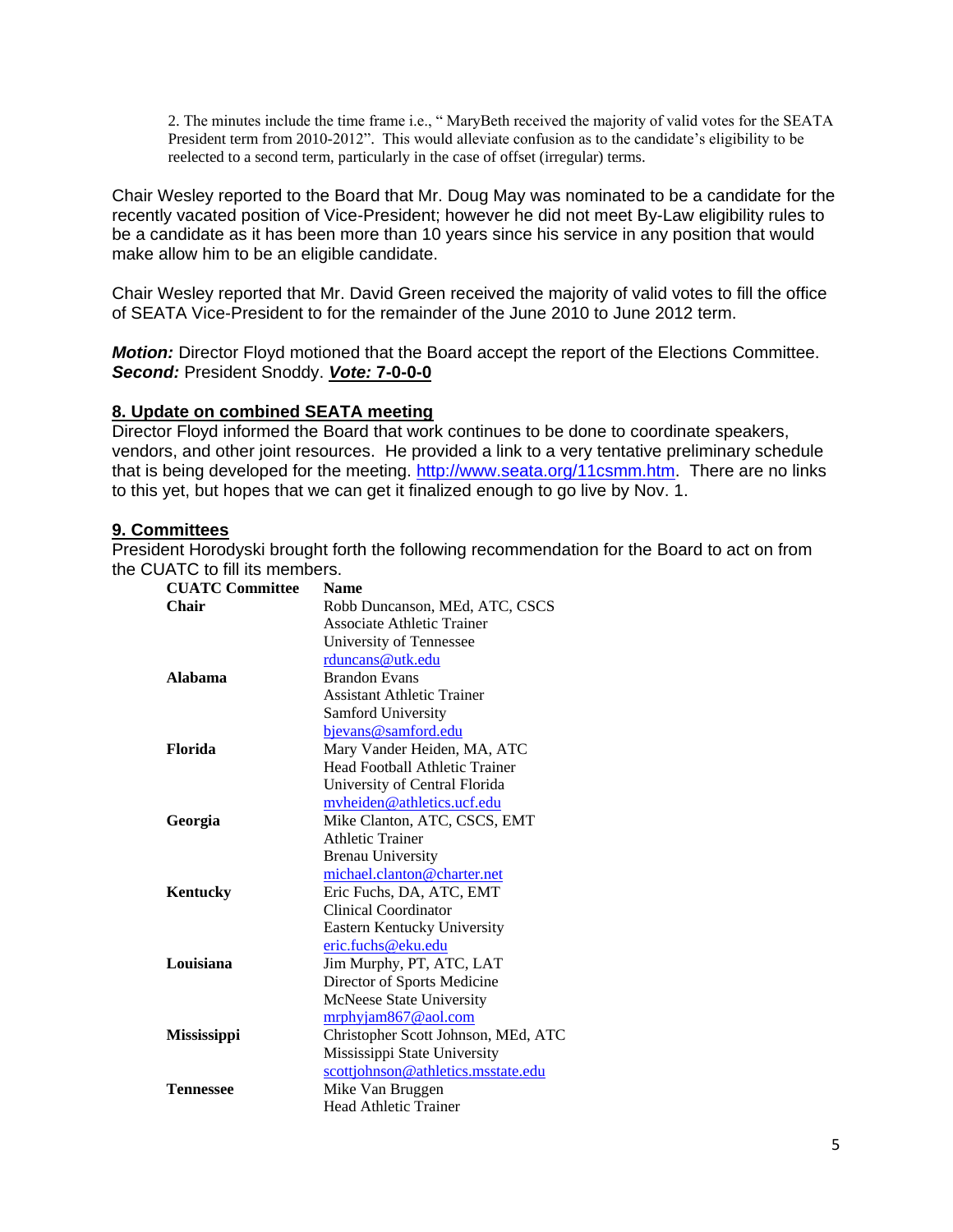2. The minutes include the time frame i.e., " MaryBeth received the majority of valid votes for the SEATA President term from 2010-2012". This would alleviate confusion as to the candidate's eligibility to be reelected to a second term, particularly in the case of offset (irregular) terms.

Chair Wesley reported to the Board that Mr. Doug May was nominated to be a candidate for the recently vacated position of Vice-President; however he did not meet By-Law eligibility rules to be a candidate as it has been more than 10 years since his service in any position that would make allow him to be an eligible candidate.

Chair Wesley reported that Mr. David Green received the majority of valid votes to fill the office of SEATA Vice-President to for the remainder of the June 2010 to June 2012 term.

***Motion:*** Director Floyd motioned that the Board accept the report of the Elections Committee. ***Second:*** President Snoddy. ***Vote:*** **7-0-0-0**

## 8. Update on combined SEATA meeting

Director Floyd informed the Board that work continues to be done to coordinate speakers, vendors, and other joint resources. He provided a link to a very tentative preliminary schedule that is being developed for the meeting. http://www.seata.org/11csmm.htm. There are no links to this yet, but hopes that we can get it finalized enough to go live by Nov. 1.

## 9. Committees

President Horodyski brought forth the following recommendation for the Board to act on from the CUATC to fill its members.

| CUATC Committee | Name |
|---|---|
| **Chair** | Robb Duncanson, MEd, ATC, CSCS<br>Associate Athletic Trainer<br>University of Tennessee<br>rduncans@utk.edu |
| **Alabama** | Brandon Evans<br>Assistant Athletic Trainer<br>Samford University<br>bjevans@samford.edu |
| **Florida** | Mary Vander Heiden, MA, ATC<br>Head Football Athletic Trainer<br>University of Central Florida<br>mvheiden@athletics.ucf.edu |
| **Georgia** | Mike Clanton, ATC, CSCS, EMT<br>Athletic Trainer<br>Brenau University<br>michael.clanton@charter.net |
| **Kentucky** | Eric Fuchs, DA, ATC, EMT<br>Clinical Coordinator<br>Eastern Kentucky University<br>eric.fuchs@eku.edu |
| **Louisiana** | Jim Murphy, PT, ATC, LAT<br>Director of Sports Medicine<br>McNeese State University<br>mrphyjam867@aol.com |
| **Mississippi** | Christopher Scott Johnson, MEd, ATC<br>Mississippi State University<br>scottjohnson@athletics.msstate.edu |
| **Tennessee** | Mike Van Bruggen<br>Head Athletic Trainer |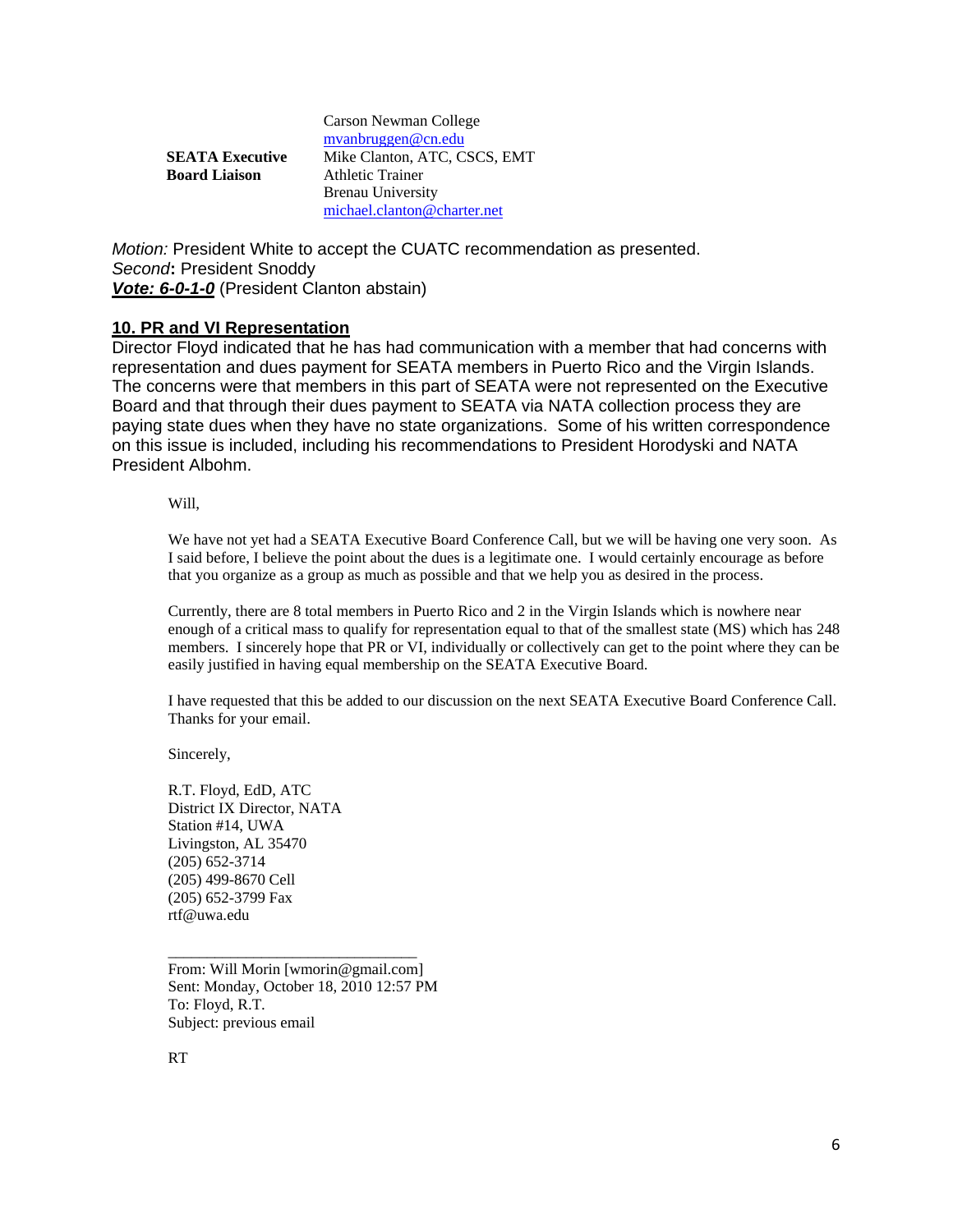| | |
|---|---|
| | Carson Newman College<br>mvanbruggen@cn.edu |
| **SEATA Executive Board Liaison** | Mike Clanton, ATC, CSCS, EMT<br>Athletic Trainer<br>Brenau University<br>michael.clanton@charter.net |

*Motion:* President White to accept the CUATC recommendation as presented.
*Second***:** President Snoddy
***Vote: 6-0-1-0*** (President Clanton abstain)

## 10. PR and VI Representation

Director Floyd indicated that he has had communication with a member that had concerns with representation and dues payment for SEATA members in Puerto Rico and the Virgin Islands. The concerns were that members in this part of SEATA were not represented on the Executive Board and that through their dues payment to SEATA via NATA collection process they are paying state dues when they have no state organizations. Some of his written correspondence on this issue is included, including his recommendations to President Horodyski and NATA President Albohm.

> Will,
>
> We have not yet had a SEATA Executive Board Conference Call, but we will be having one very soon. As I said before, I believe the point about the dues is a legitimate one. I would certainly encourage as before that you organize as a group as much as possible and that we help you as desired in the process.
>
> Currently, there are 8 total members in Puerto Rico and 2 in the Virgin Islands which is nowhere near enough of a critical mass to qualify for representation equal to that of the smallest state (MS) which has 248 members. I sincerely hope that PR or VI, individually or collectively can get to the point where they can be easily justified in having equal membership on the SEATA Executive Board.
>
> I have requested that this be added to our discussion on the next SEATA Executive Board Conference Call. Thanks for your email.
>
> Sincerely,
>
> R.T. Floyd, EdD, ATC
> District IX Director, NATA
> Station #14, UWA
> Livingston, AL 35470
> (205) 652-3714
> (205) 499-8670 Cell
> (205) 652-3799 Fax
> rtf@uwa.edu
>
> ________________________________
>
> From: Will Morin [wmorin@gmail.com]
> Sent: Monday, October 18, 2010 12:57 PM
> To: Floyd, R.T.
> Subject: previous email
>
> RT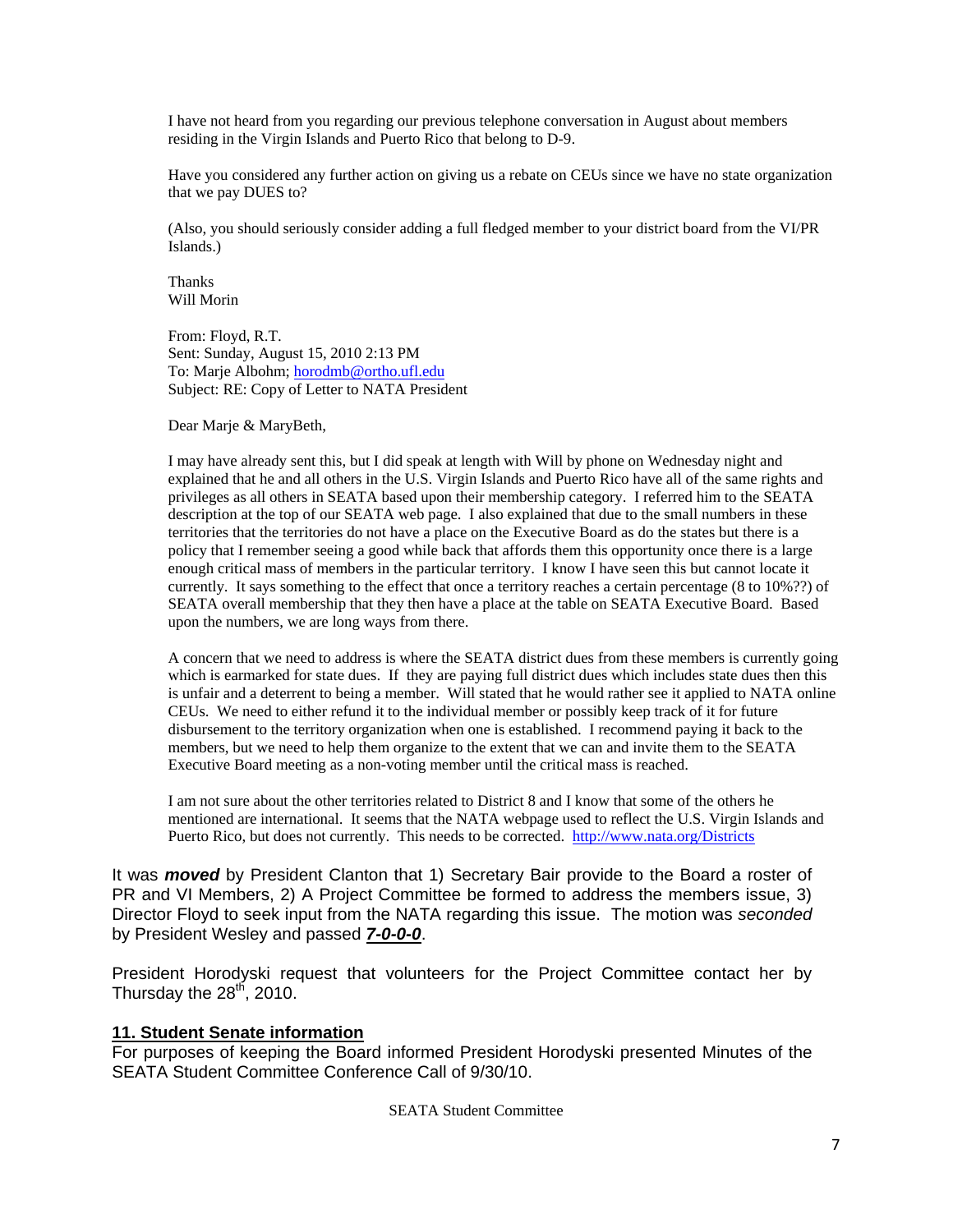I have not heard from you regarding our previous telephone conversation in August about members residing in the Virgin Islands and Puerto Rico that belong to D-9.

Have you considered any further action on giving us a rebate on CEUs since we have no state organization that we pay DUES to?

(Also, you should seriously consider adding a full fledged member to your district board from the VI/PR Islands.)

Thanks
Will Morin

From: Floyd, R.T.
Sent: Sunday, August 15, 2010 2:13 PM
To: Marje Albohm; horodmb@ortho.ufl.edu
Subject: RE: Copy of Letter to NATA President

Dear Marje & MaryBeth,

I may have already sent this, but I did speak at length with Will by phone on Wednesday night and explained that he and all others in the U.S. Virgin Islands and Puerto Rico have all of the same rights and privileges as all others in SEATA based upon their membership category. I referred him to the SEATA description at the top of our SEATA web page. I also explained that due to the small numbers in these territories that the territories do not have a place on the Executive Board as do the states but there is a policy that I remember seeing a good while back that affords them this opportunity once there is a large enough critical mass of members in the particular territory. I know I have seen this but cannot locate it currently. It says something to the effect that once a territory reaches a certain percentage (8 to 10%??) of SEATA overall membership that they then have a place at the table on SEATA Executive Board. Based upon the numbers, we are long ways from there.

A concern that we need to address is where the SEATA district dues from these members is currently going which is earmarked for state dues. If they are paying full district dues which includes state dues then this is unfair and a deterrent to being a member. Will stated that he would rather see it applied to NATA online CEUs. We need to either refund it to the individual member or possibly keep track of it for future disbursement to the territory organization when one is established. I recommend paying it back to the members, but we need to help them organize to the extent that we can and invite them to the SEATA Executive Board meeting as a non-voting member until the critical mass is reached.

I am not sure about the other territories related to District 8 and I know that some of the others he mentioned are international. It seems that the NATA webpage used to reflect the U.S. Virgin Islands and Puerto Rico, but does not currently. This needs to be corrected. http://www.nata.org/Districts

It was ***moved*** by President Clanton that 1) Secretary Bair provide to the Board a roster of PR and VI Members, 2) A Project Committee be formed to address the members issue, 3) Director Floyd to seek input from the NATA regarding this issue. The motion was *seconded* by President Wesley and passed ***7-0-0-0***.

President Horodyski request that volunteers for the Project Committee contact her by Thursday the 28th, 2010.

**11. Student Senate information**

For purposes of keeping the Board informed President Horodyski presented Minutes of the SEATA Student Committee Conference Call of 9/30/10.

SEATA Student Committee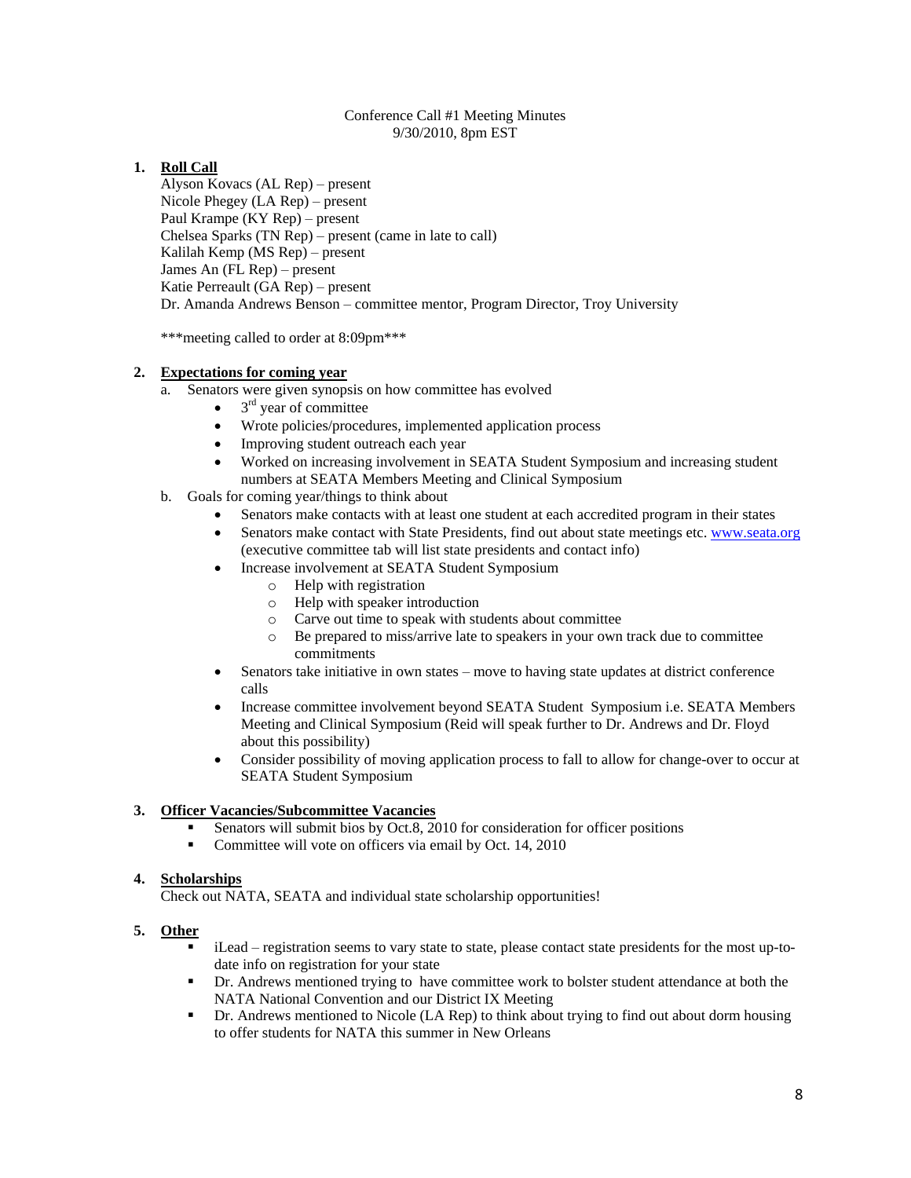Conference Call #1 Meeting Minutes
9/30/2010, 8pm EST

1. **Roll Call**

   Alyson Kovacs (AL Rep) – present
   Nicole Phegey (LA Rep) – present
   Paul Krampe (KY Rep) – present
   Chelsea Sparks (TN Rep) – present (came in late to call)
   Kalilah Kemp (MS Rep) – present
   James An (FL Rep) – present
   Katie Perreault (GA Rep) – present
   Dr. Amanda Andrews Benson – committee mentor, Program Director, Troy University

   \*\*\*meeting called to order at 8:09pm\*\*\*

2. **Expectations for coming year**

   a. Senators were given synopsis on how committee has evolved
      - 3rd year of committee
      - Wrote policies/procedures, implemented application process
      - Improving student outreach each year
      - Worked on increasing involvement in SEATA Student Symposium and increasing student numbers at SEATA Members Meeting and Clinical Symposium

   b. Goals for coming year/things to think about
      - Senators make contacts with at least one student at each accredited program in their states
      - Senators make contact with State Presidents, find out about state meetings etc. www.seata.org (executive committee tab will list state presidents and contact info)
      - Increase involvement at SEATA Student Symposium
        - Help with registration
        - Help with speaker introduction
        - Carve out time to speak with students about committee
        - Be prepared to miss/arrive late to speakers in your own track due to committee commitments
      - Senators take initiative in own states – move to having state updates at district conference calls
      - Increase committee involvement beyond SEATA Student Symposium i.e. SEATA Members Meeting and Clinical Symposium (Reid will speak further to Dr. Andrews and Dr. Floyd about this possibility)
      - Consider possibility of moving application process to fall to allow for change-over to occur at SEATA Student Symposium

3. **Officer Vacancies/Subcommittee Vacancies**
   - Senators will submit bios by Oct.8, 2010 for consideration for officer positions
   - Committee will vote on officers via email by Oct. 14, 2010

4. **Scholarships**

   Check out NATA, SEATA and individual state scholarship opportunities!

5. **Other**
   - iLead – registration seems to vary state to state, please contact state presidents for the most up-to-date info on registration for your state
   - Dr. Andrews mentioned trying to have committee work to bolster student attendance at both the NATA National Convention and our District IX Meeting
   - Dr. Andrews mentioned to Nicole (LA Rep) to think about trying to find out about dorm housing to offer students for NATA this summer in New Orleans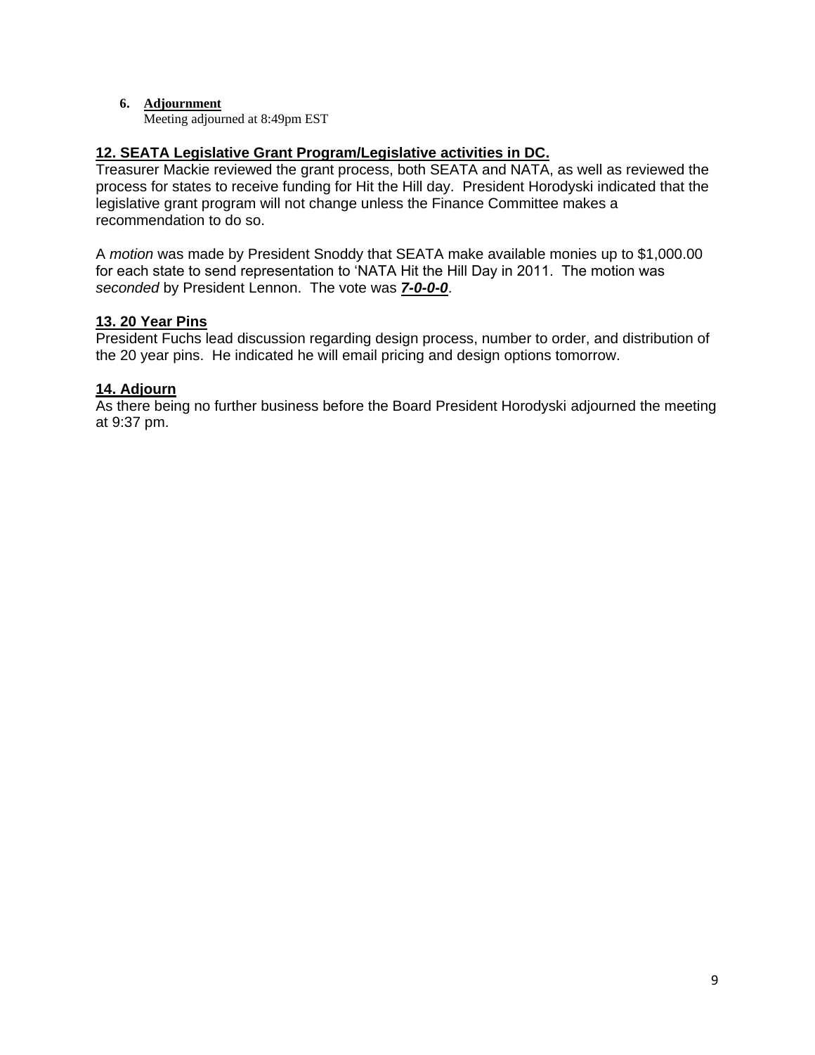6. **Adjournment**
   Meeting adjourned at 8:49pm EST

## 12. SEATA Legislative Grant Program/Legislative activities in DC.

Treasurer Mackie reviewed the grant process, both SEATA and NATA, as well as reviewed the process for states to receive funding for Hit the Hill day. President Horodyski indicated that the legislative grant program will not change unless the Finance Committee makes a recommendation to do so.

A *motion* was made by President Snoddy that SEATA make available monies up to $1,000.00 for each state to send representation to 'NATA Hit the Hill Day in 2011. The motion was *seconded* by President Lennon. The vote was ***7-0-0-0***.

## 13. 20 Year Pins

President Fuchs lead discussion regarding design process, number to order, and distribution of the 20 year pins. He indicated he will email pricing and design options tomorrow.

## 14. Adjourn

As there being no further business before the Board President Horodyski adjourned the meeting at 9:37 pm.